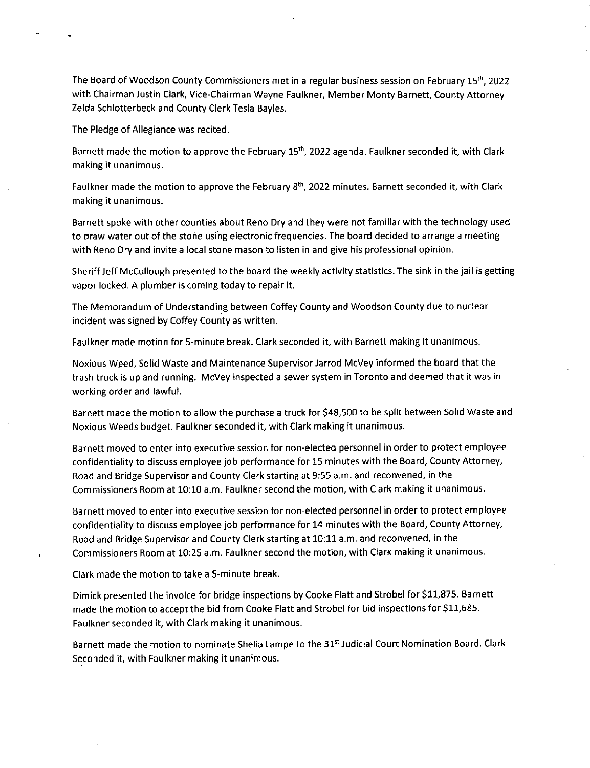The Board of Woodson County Commissioners met in a regular business session on February 15th, 2022 with Chairman Justin Clark, Vice-Chairman Wayne Faulkner, Member Monty Barnett, County Attorney Zelda Schlotterbeck and County Clerk Tesla Bayles.

The Pledge of Allegiance was recited.

Barnett made the motion to approve the February 15th, 2022 agenda. Faulkner seconded it, with Clark making it unanimous.

Faulkner made the motion to approve the February 8th, 2022 minutes. Barnett seconded it, with Clark making it unanimous.

Barnett spoke with other counties about Reno Dry and they were not familiar with the technology used to draw water out of the stone using electronic frequencies. The board decided to arrange a meeting with Reno Dry and invite a local stone mason to listen in and give his professional opinion.

Sheriff Jeff McCullough presented to the board the weekly activity statistics. The sink in the jail is getting vapor locked. A plumber is coming today to repair it.

The Memorandum of Understanding between Coffey County and Woodson County due to nuclear incident was signed by Coffey County as written.

Faulkner made motion for 5-minute break. Clark seconded it, with Barnett making it unanimous.

Noxious Weed, Solid Waste and Maintenance Supervisor Jarrod McVey informed the board that the trash truck is up and running. McVey inspected a sewer system in Toronto and deemed that it was in working order and lawful.

Barnett made the motion to allow the purchase a truck for $48,500 to be split between Solid Waste and Noxious Weeds budget. Faulkner seconded it, with Clark making it unanimous.

Barnett moved to enter into executive session for non-elected personnel in order to protect employee confidentiality to discuss employee job performance for 15 minutes with the Board, County Attorney, Road and Bridge Supervisor and County Clerk starting at 9:55 a.m. and reconvened, in the Commissioners Room at 10:10 a.m. Faulkner second the motion, with Clark making it unanimous.

Barnett moved to enter into executive session for non-elected personnel in order to protect employee confidentiality to discuss employee job performance for 14 minutes with the Board, County Attorney, Road and Bridge Supervisor and County Clerk starting at 10:11 a.m. and reconvened, in the Commissioners Room at 10:25 a.m. Faulkner second the motion, with Clark making it unanimous.

Clark made the motion to take a 5-minute break.

Dimick presented the invoice for bridge inspections by Cooke Flatt and Strobel for $11,875. Barnett made the motion to accept the bid from Cooke Flatt and Strobel for bid inspections for $11,685. Faulkner seconded it, with Clark making it unanimous.

Barnett made the motion to nominate Shelia Lampe to the 31st Judicial Court Nomination Board. Clark Seconded it, with Faulkner making it unanimous.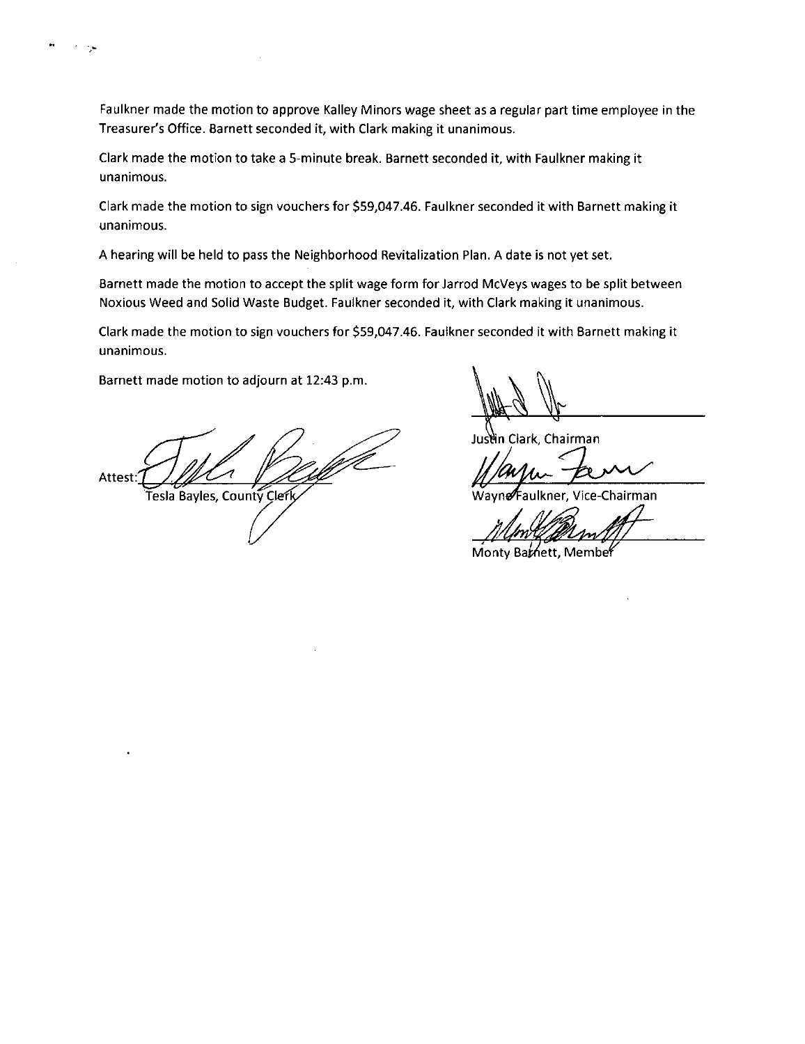Faulkner made the motion to approve Kalley Minors wage sheet as a regular part time employee in the Treasurer's Office. Barnett seconded it, with Clark making it unanimous.

Clark made the motion to take a 5-minute break. Barnett seconded it, with Faulkner making it unanimous.

Clark made the motion to sign vouchers for $59,047.46. Faulkner seconded it with Barnett making it unanimous.

A hearing will be held to pass the Neighborhood Revitalization Plan. A date is not yet set.

Barnett made the motion to accept the split wage form for Jarrod McVeys wages to be split between Noxious Weed and Solid Waste Budget. Faulkner seconded it, with Clark making it unanimous.

Clark made the motion to sign vouchers for $59,047.46. Faulkner seconded it with Barnett making it unanimous.

Barnett made motion to adjourn at 12:43 p.m.

Attest: ______________________
Tesla Bayles, County Clerk

______________________
Justin Clark, Chairman

______________________
Wayne Faulkner, Vice-Chairman

______________________
Monty Barnett, Member